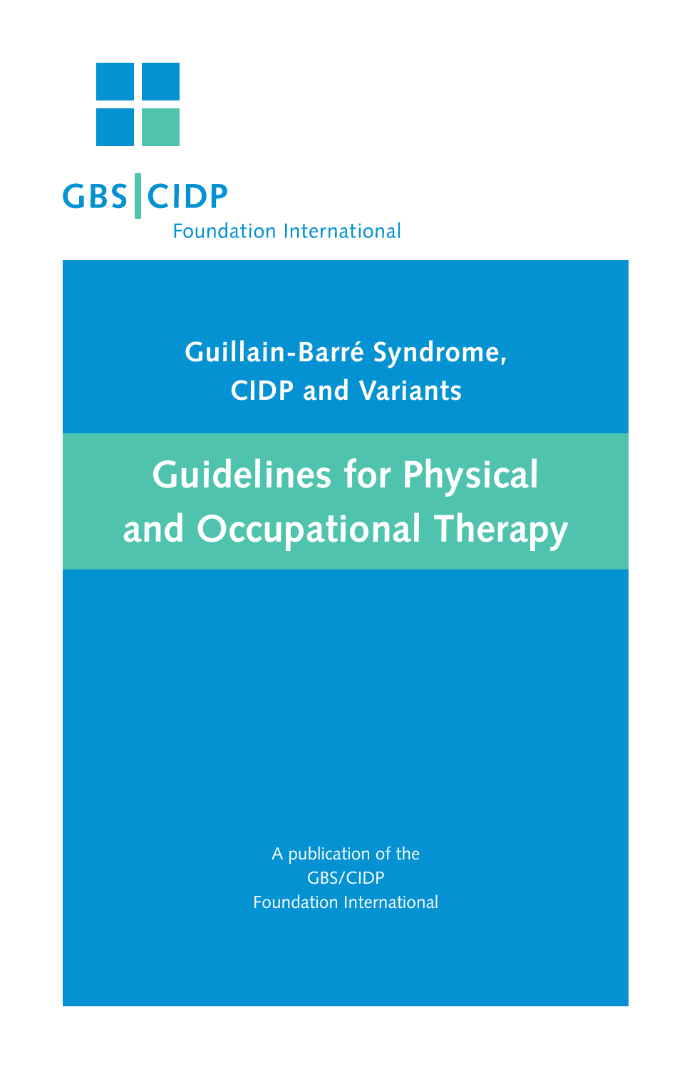GBS | CIDP

Foundation International

## Guillain-Barré Syndrome, CIDP and Variants

# Guidelines for Physical and Occupational Therapy

A publication of the
GBS/CIDP
Foundation International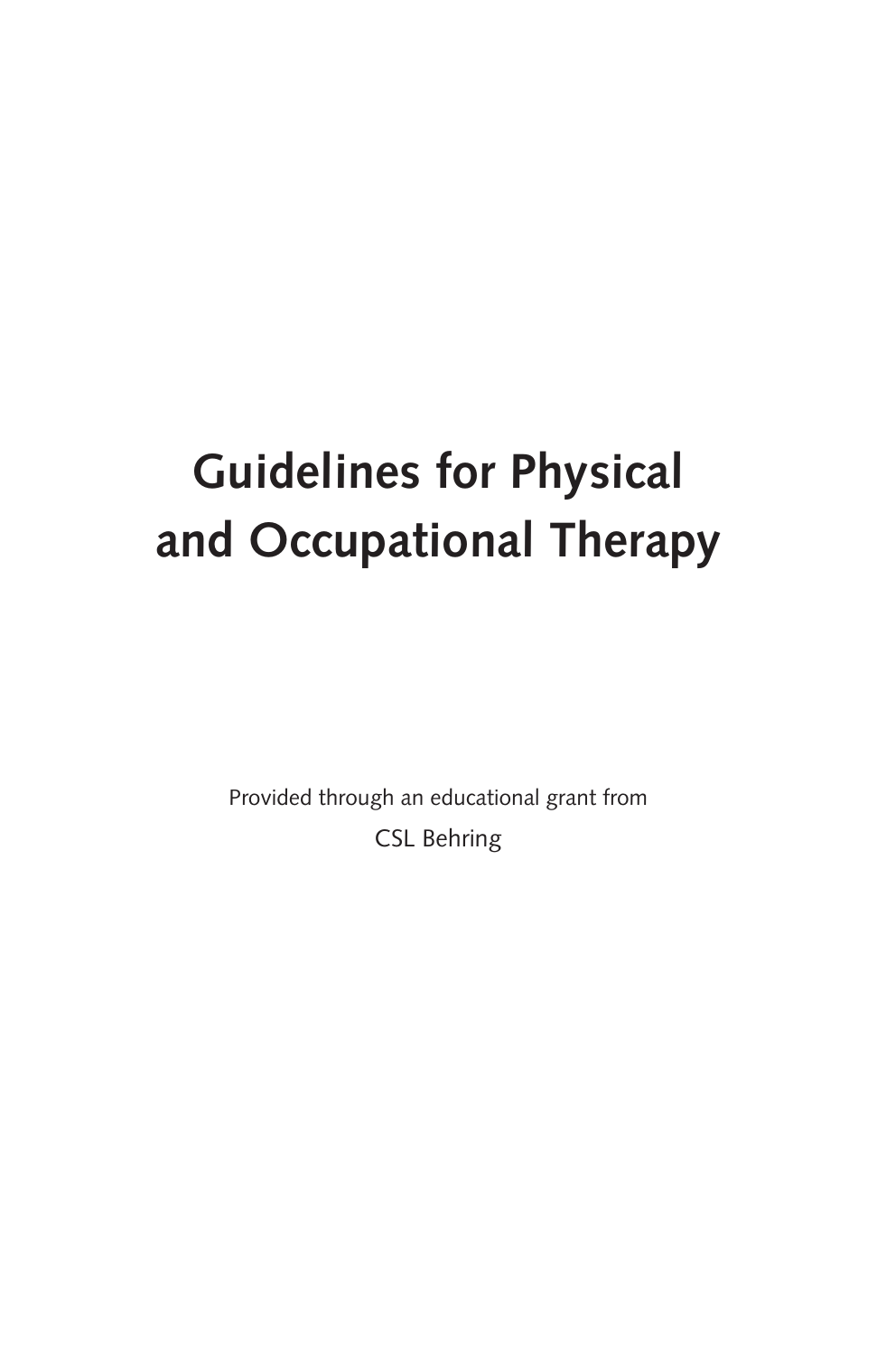# Guidelines for Physical and Occupational Therapy

Provided through an educational grant from

CSL Behring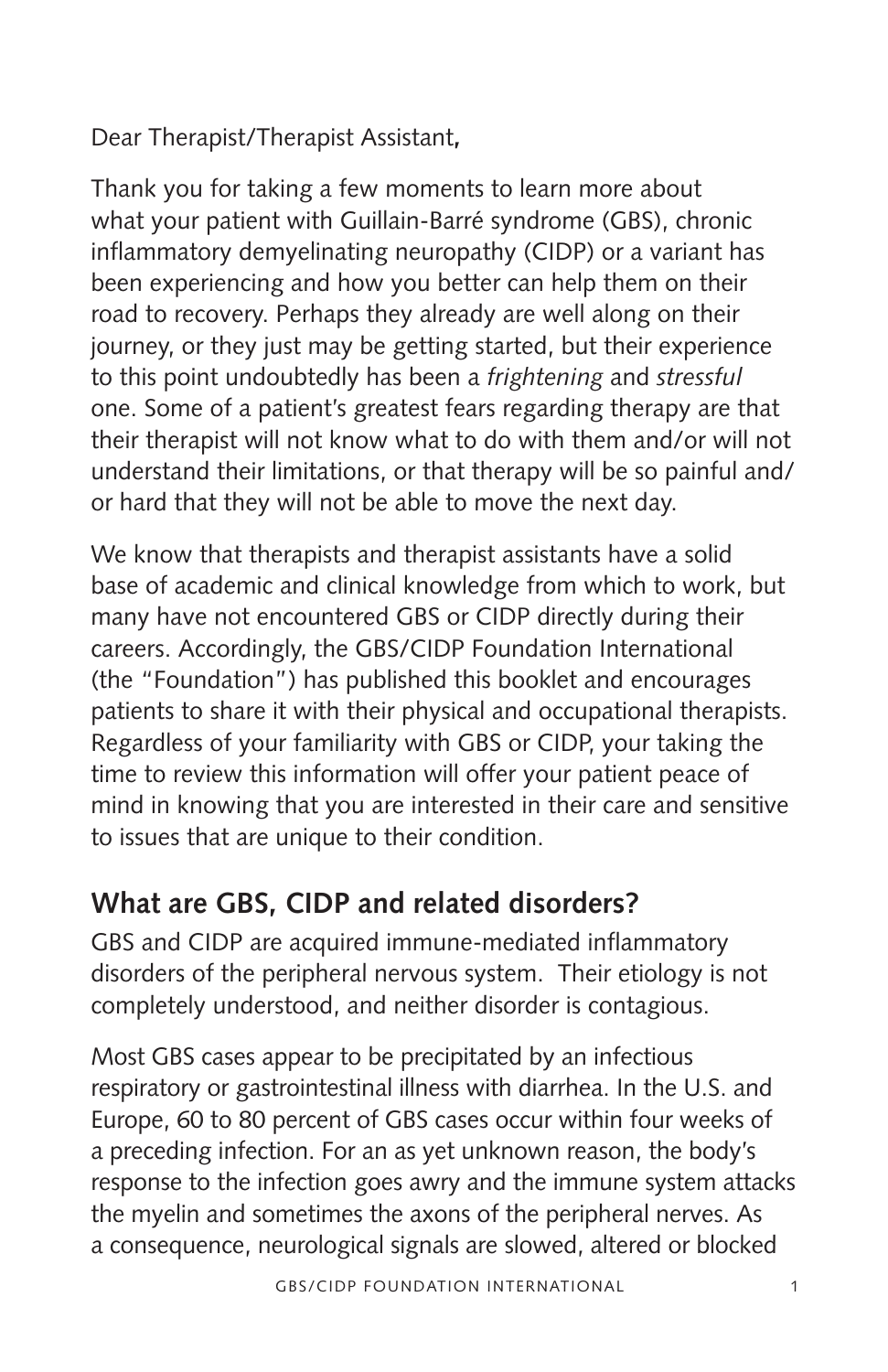Dear Therapist/Therapist Assistant,

Thank you for taking a few moments to learn more about what your patient with Guillain-Barré syndrome (GBS), chronic inflammatory demyelinating neuropathy (CIDP) or a variant has been experiencing and how you better can help them on their road to recovery. Perhaps they already are well along on their journey, or they just may be getting started, but their experience to this point undoubtedly has been a *frightening* and *stressful* one. Some of a patient's greatest fears regarding therapy are that their therapist will not know what to do with them and/or will not understand their limitations, or that therapy will be so painful and/or hard that they will not be able to move the next day.

We know that therapists and therapist assistants have a solid base of academic and clinical knowledge from which to work, but many have not encountered GBS or CIDP directly during their careers. Accordingly, the GBS/CIDP Foundation International (the "Foundation") has published this booklet and encourages patients to share it with their physical and occupational therapists. Regardless of your familiarity with GBS or CIDP, your taking the time to review this information will offer your patient peace of mind in knowing that you are interested in their care and sensitive to issues that are unique to their condition.

## What are GBS, CIDP and related disorders?

GBS and CIDP are acquired immune-mediated inflammatory disorders of the peripheral nervous system. Their etiology is not completely understood, and neither disorder is contagious.

Most GBS cases appear to be precipitated by an infectious respiratory or gastrointestinal illness with diarrhea. In the U.S. and Europe, 60 to 80 percent of GBS cases occur within four weeks of a preceding infection. For an as yet unknown reason, the body's response to the infection goes awry and the immune system attacks the myelin and sometimes the axons of the peripheral nerves. As a consequence, neurological signals are slowed, altered or blocked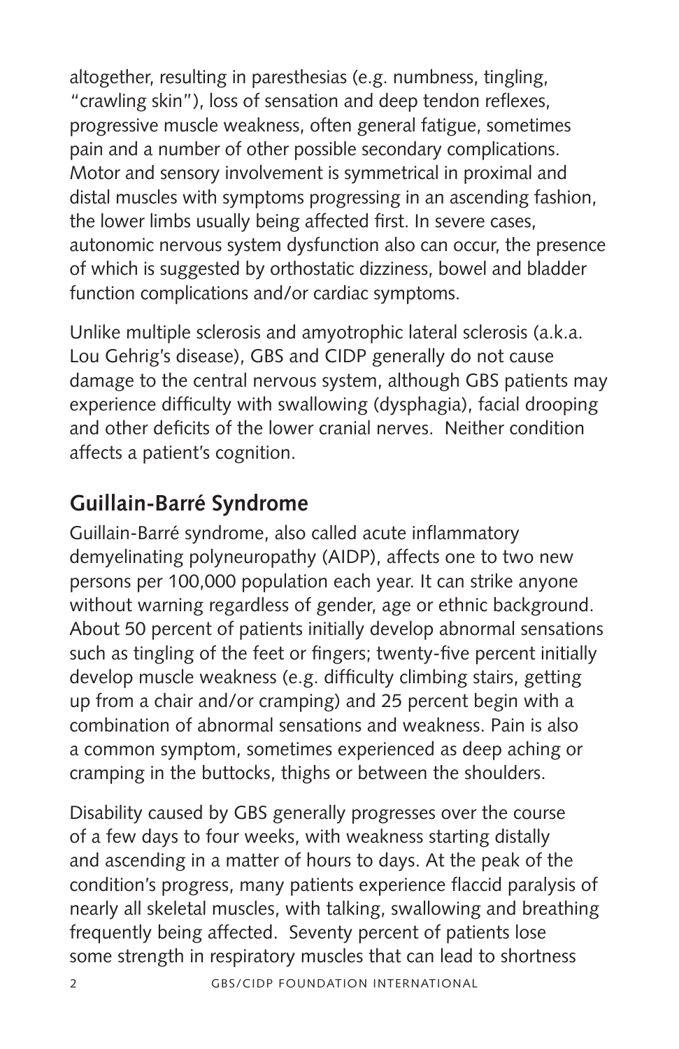altogether, resulting in paresthesias (e.g. numbness, tingling, "crawling skin"), loss of sensation and deep tendon reflexes, progressive muscle weakness, often general fatigue, sometimes pain and a number of other possible secondary complications. Motor and sensory involvement is symmetrical in proximal and distal muscles with symptoms progressing in an ascending fashion, the lower limbs usually being affected first. In severe cases, autonomic nervous system dysfunction also can occur, the presence of which is suggested by orthostatic dizziness, bowel and bladder function complications and/or cardiac symptoms.

Unlike multiple sclerosis and amyotrophic lateral sclerosis (a.k.a. Lou Gehrig's disease), GBS and CIDP generally do not cause damage to the central nervous system, although GBS patients may experience difficulty with swallowing (dysphagia), facial drooping and other deficits of the lower cranial nerves. Neither condition affects a patient's cognition.

## Guillain-Barré Syndrome

Guillain-Barré syndrome, also called acute inflammatory demyelinating polyneuropathy (AIDP), affects one to two new persons per 100,000 population each year. It can strike anyone without warning regardless of gender, age or ethnic background. About 50 percent of patients initially develop abnormal sensations such as tingling of the feet or fingers; twenty-five percent initially develop muscle weakness (e.g. difficulty climbing stairs, getting up from a chair and/or cramping) and 25 percent begin with a combination of abnormal sensations and weakness. Pain is also a common symptom, sometimes experienced as deep aching or cramping in the buttocks, thighs or between the shoulders.

Disability caused by GBS generally progresses over the course of a few days to four weeks, with weakness starting distally and ascending in a matter of hours to days. At the peak of the condition's progress, many patients experience flaccid paralysis of nearly all skeletal muscles, with talking, swallowing and breathing frequently being affected. Seventy percent of patients lose some strength in respiratory muscles that can lead to shortness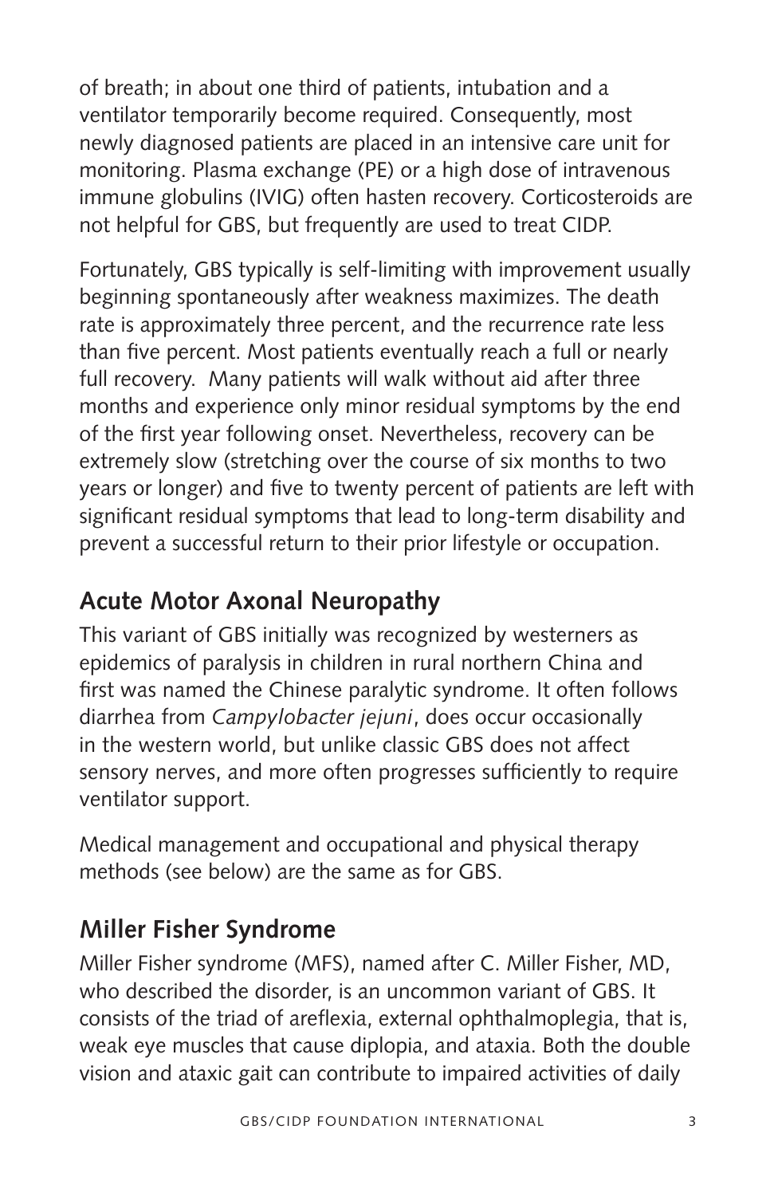of breath; in about one third of patients, intubation and a ventilator temporarily become required. Consequently, most newly diagnosed patients are placed in an intensive care unit for monitoring. Plasma exchange (PE) or a high dose of intravenous immune globulins (IVIG) often hasten recovery. Corticosteroids are not helpful for GBS, but frequently are used to treat CIDP.

Fortunately, GBS typically is self-limiting with improvement usually beginning spontaneously after weakness maximizes. The death rate is approximately three percent, and the recurrence rate less than five percent. Most patients eventually reach a full or nearly full recovery. Many patients will walk without aid after three months and experience only minor residual symptoms by the end of the first year following onset. Nevertheless, recovery can be extremely slow (stretching over the course of six months to two years or longer) and five to twenty percent of patients are left with significant residual symptoms that lead to long-term disability and prevent a successful return to their prior lifestyle or occupation.

## Acute Motor Axonal Neuropathy

This variant of GBS initially was recognized by westerners as epidemics of paralysis in children in rural northern China and first was named the Chinese paralytic syndrome. It often follows diarrhea from *Campylobacter jejuni*, does occur occasionally in the western world, but unlike classic GBS does not affect sensory nerves, and more often progresses sufficiently to require ventilator support.

Medical management and occupational and physical therapy methods (see below) are the same as for GBS.

## Miller Fisher Syndrome

Miller Fisher syndrome (MFS), named after C. Miller Fisher, MD, who described the disorder, is an uncommon variant of GBS. It consists of the triad of areflexia, external ophthalmoplegia, that is, weak eye muscles that cause diplopia, and ataxia. Both the double vision and ataxic gait can contribute to impaired activities of daily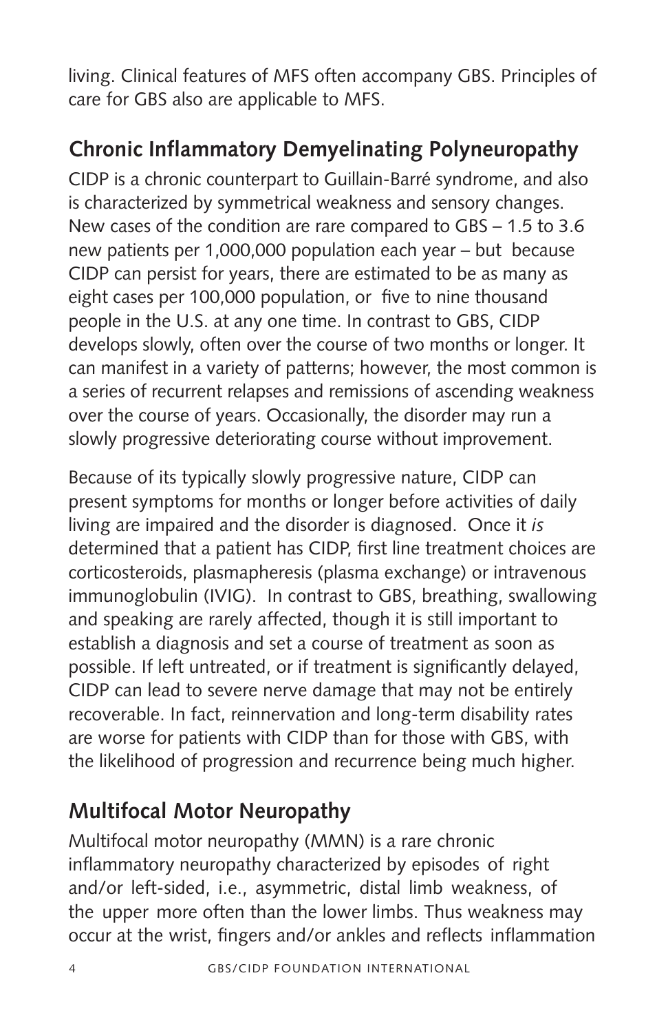living. Clinical features of MFS often accompany GBS. Principles of care for GBS also are applicable to MFS.

## Chronic Inflammatory Demyelinating Polyneuropathy

CIDP is a chronic counterpart to Guillain-Barré syndrome, and also is characterized by symmetrical weakness and sensory changes. New cases of the condition are rare compared to GBS – 1.5 to 3.6 new patients per 1,000,000 population each year – but because CIDP can persist for years, there are estimated to be as many as eight cases per 100,000 population, or five to nine thousand people in the U.S. at any one time. In contrast to GBS, CIDP develops slowly, often over the course of two months or longer. It can manifest in a variety of patterns; however, the most common is a series of recurrent relapses and remissions of ascending weakness over the course of years. Occasionally, the disorder may run a slowly progressive deteriorating course without improvement.

Because of its typically slowly progressive nature, CIDP can present symptoms for months or longer before activities of daily living are impaired and the disorder is diagnosed. Once it *is* determined that a patient has CIDP, first line treatment choices are corticosteroids, plasmapheresis (plasma exchange) or intravenous immunoglobulin (IVIG). In contrast to GBS, breathing, swallowing and speaking are rarely affected, though it is still important to establish a diagnosis and set a course of treatment as soon as possible. If left untreated, or if treatment is significantly delayed, CIDP can lead to severe nerve damage that may not be entirely recoverable. In fact, reinnervation and long-term disability rates are worse for patients with CIDP than for those with GBS, with the likelihood of progression and recurrence being much higher.

## Multifocal Motor Neuropathy

Multifocal motor neuropathy (MMN) is a rare chronic inflammatory neuropathy characterized by episodes of right and/or left-sided, i.e., asymmetric, distal limb weakness, of the upper more often than the lower limbs. Thus weakness may occur at the wrist, fingers and/or ankles and reflects inflammation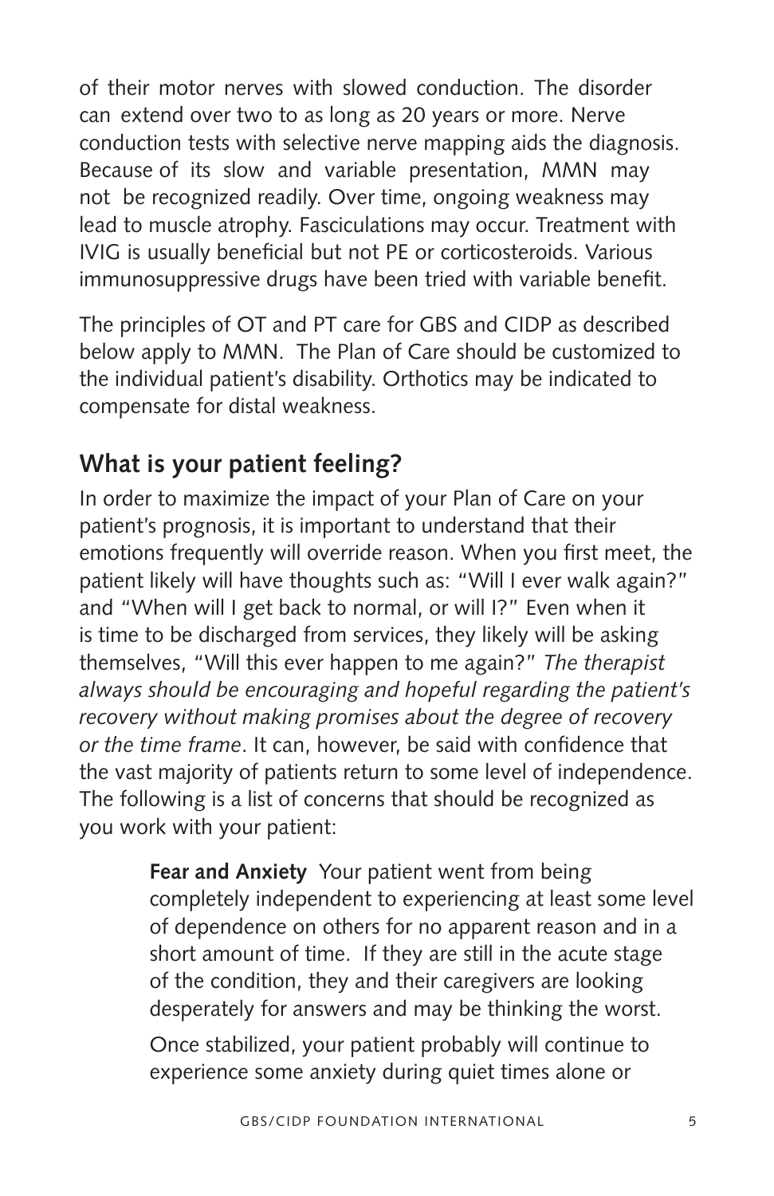of their motor nerves with slowed conduction. The disorder can extend over two to as long as 20 years or more. Nerve conduction tests with selective nerve mapping aids the diagnosis. Because of its slow and variable presentation, MMN may not be recognized readily. Over time, ongoing weakness may lead to muscle atrophy. Fasciculations may occur. Treatment with IVIG is usually beneficial but not PE or corticosteroids. Various immunosuppressive drugs have been tried with variable benefit.

The principles of OT and PT care for GBS and CIDP as described below apply to MMN. The Plan of Care should be customized to the individual patient's disability. Orthotics may be indicated to compensate for distal weakness.

## What is your patient feeling?

In order to maximize the impact of your Plan of Care on your patient's prognosis, it is important to understand that their emotions frequently will override reason. When you first meet, the patient likely will have thoughts such as: "Will I ever walk again?" and "When will I get back to normal, or will I?" Even when it is time to be discharged from services, they likely will be asking themselves, "Will this ever happen to me again?" *The therapist always should be encouraging and hopeful regarding the patient's recovery without making promises about the degree of recovery or the time frame*. It can, however, be said with confidence that the vast majority of patients return to some level of independence. The following is a list of concerns that should be recognized as you work with your patient:

> **Fear and Anxiety** Your patient went from being completely independent to experiencing at least some level of dependence on others for no apparent reason and in a short amount of time. If they are still in the acute stage of the condition, they and their caregivers are looking desperately for answers and may be thinking the worst.
>
> Once stabilized, your patient probably will continue to experience some anxiety during quiet times alone or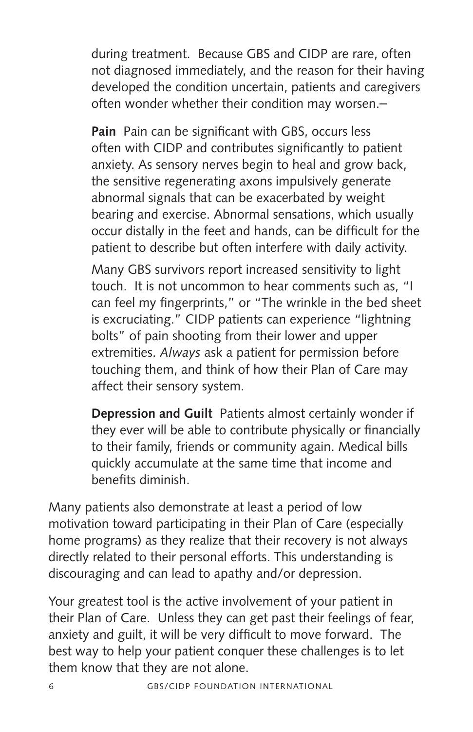during treatment. Because GBS and CIDP are rare, often not diagnosed immediately, and the reason for their having developed the condition uncertain, patients and caregivers often wonder whether their condition may worsen.–

**Pain** Pain can be significant with GBS, occurs less often with CIDP and contributes significantly to patient anxiety. As sensory nerves begin to heal and grow back, the sensitive regenerating axons impulsively generate abnormal signals that can be exacerbated by weight bearing and exercise. Abnormal sensations, which usually occur distally in the feet and hands, can be difficult for the patient to describe but often interfere with daily activity.

Many GBS survivors report increased sensitivity to light touch. It is not uncommon to hear comments such as, "I can feel my fingerprints," or "The wrinkle in the bed sheet is excruciating." CIDP patients can experience "lightning bolts" of pain shooting from their lower and upper extremities. *Always* ask a patient for permission before touching them, and think of how their Plan of Care may affect their sensory system.

**Depression and Guilt** Patients almost certainly wonder if they ever will be able to contribute physically or financially to their family, friends or community again. Medical bills quickly accumulate at the same time that income and benefits diminish.

Many patients also demonstrate at least a period of low motivation toward participating in their Plan of Care (especially home programs) as they realize that their recovery is not always directly related to their personal efforts. This understanding is discouraging and can lead to apathy and/or depression.

Your greatest tool is the active involvement of your patient in their Plan of Care. Unless they can get past their feelings of fear, anxiety and guilt, it will be very difficult to move forward. The best way to help your patient conquer these challenges is to let them know that they are not alone.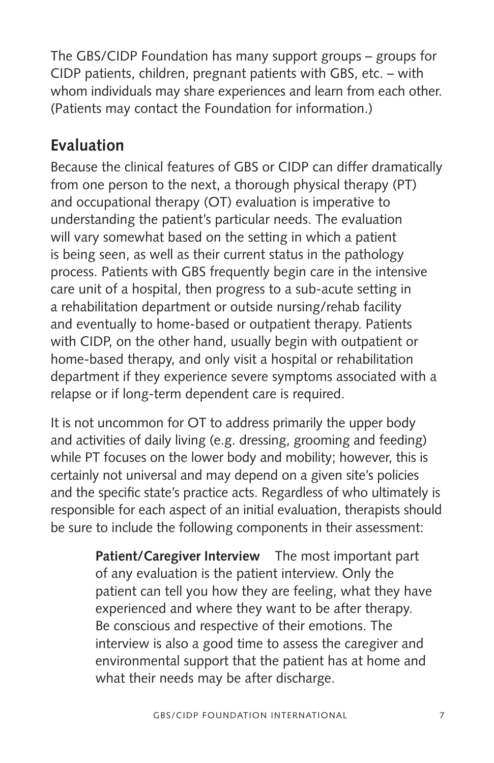The GBS/CIDP Foundation has many support groups – groups for CIDP patients, children, pregnant patients with GBS, etc. – with whom individuals may share experiences and learn from each other. (Patients may contact the Foundation for information.)

## Evaluation

Because the clinical features of GBS or CIDP can differ dramatically from one person to the next, a thorough physical therapy (PT) and occupational therapy (OT) evaluation is imperative to understanding the patient's particular needs. The evaluation will vary somewhat based on the setting in which a patient is being seen, as well as their current status in the pathology process. Patients with GBS frequently begin care in the intensive care unit of a hospital, then progress to a sub-acute setting in a rehabilitation department or outside nursing/rehab facility and eventually to home-based or outpatient therapy. Patients with CIDP, on the other hand, usually begin with outpatient or home-based therapy, and only visit a hospital or rehabilitation department if they experience severe symptoms associated with a relapse or if long-term dependent care is required.

It is not uncommon for OT to address primarily the upper body and activities of daily living (e.g. dressing, grooming and feeding) while PT focuses on the lower body and mobility; however, this is certainly not universal and may depend on a given site's policies and the specific state's practice acts. Regardless of who ultimately is responsible for each aspect of an initial evaluation, therapists should be sure to include the following components in their assessment:

> **Patient/Caregiver Interview** The most important part of any evaluation is the patient interview. Only the patient can tell you how they are feeling, what they have experienced and where they want to be after therapy. Be conscious and respective of their emotions. The interview is also a good time to assess the caregiver and environmental support that the patient has at home and what their needs may be after discharge.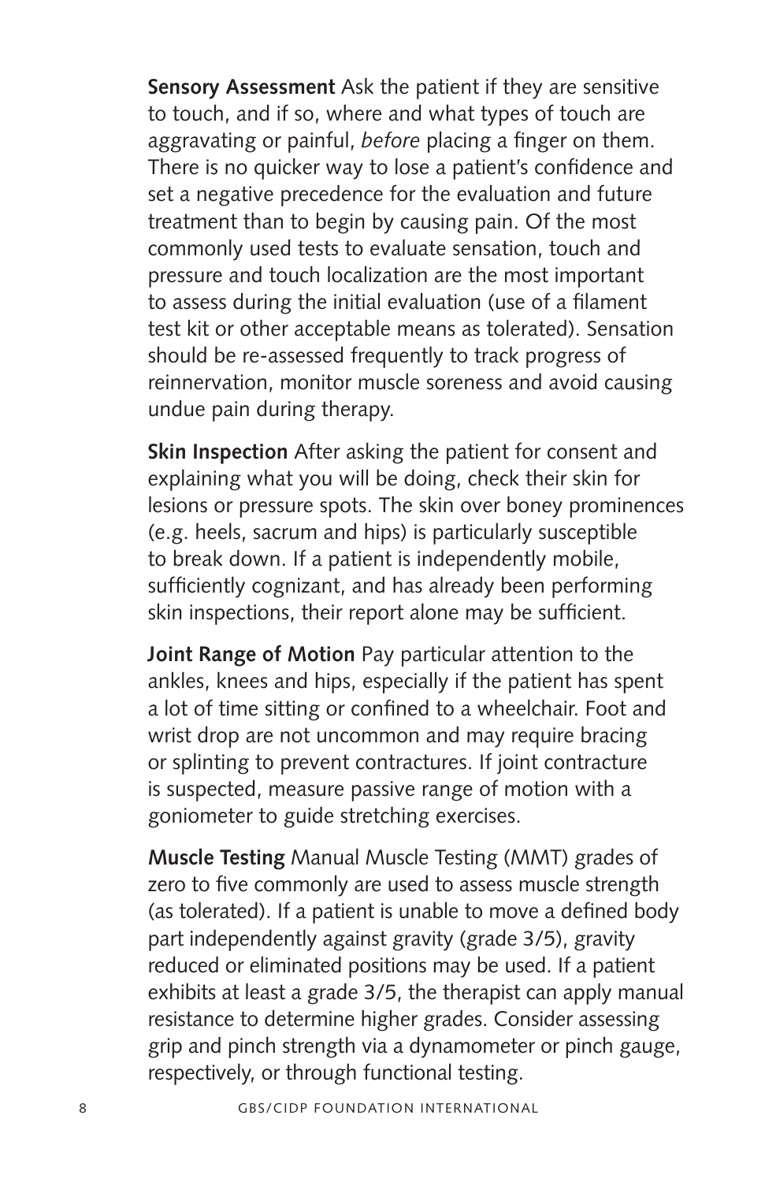**Sensory Assessment** Ask the patient if they are sensitive to touch, and if so, where and what types of touch are aggravating or painful, *before* placing a finger on them. There is no quicker way to lose a patient's confidence and set a negative precedence for the evaluation and future treatment than to begin by causing pain. Of the most commonly used tests to evaluate sensation, touch and pressure and touch localization are the most important to assess during the initial evaluation (use of a filament test kit or other acceptable means as tolerated). Sensation should be re-assessed frequently to track progress of reinnervation, monitor muscle soreness and avoid causing undue pain during therapy.

**Skin Inspection** After asking the patient for consent and explaining what you will be doing, check their skin for lesions or pressure spots. The skin over boney prominences (e.g. heels, sacrum and hips) is particularly susceptible to break down. If a patient is independently mobile, sufficiently cognizant, and has already been performing skin inspections, their report alone may be sufficient.

**Joint Range of Motion** Pay particular attention to the ankles, knees and hips, especially if the patient has spent a lot of time sitting or confined to a wheelchair. Foot and wrist drop are not uncommon and may require bracing or splinting to prevent contractures. If joint contracture is suspected, measure passive range of motion with a goniometer to guide stretching exercises.

**Muscle Testing** Manual Muscle Testing (MMT) grades of zero to five commonly are used to assess muscle strength (as tolerated). If a patient is unable to move a defined body part independently against gravity (grade 3/5), gravity reduced or eliminated positions may be used. If a patient exhibits at least a grade 3/5, the therapist can apply manual resistance to determine higher grades. Consider assessing grip and pinch strength via a dynamometer or pinch gauge, respectively, or through functional testing.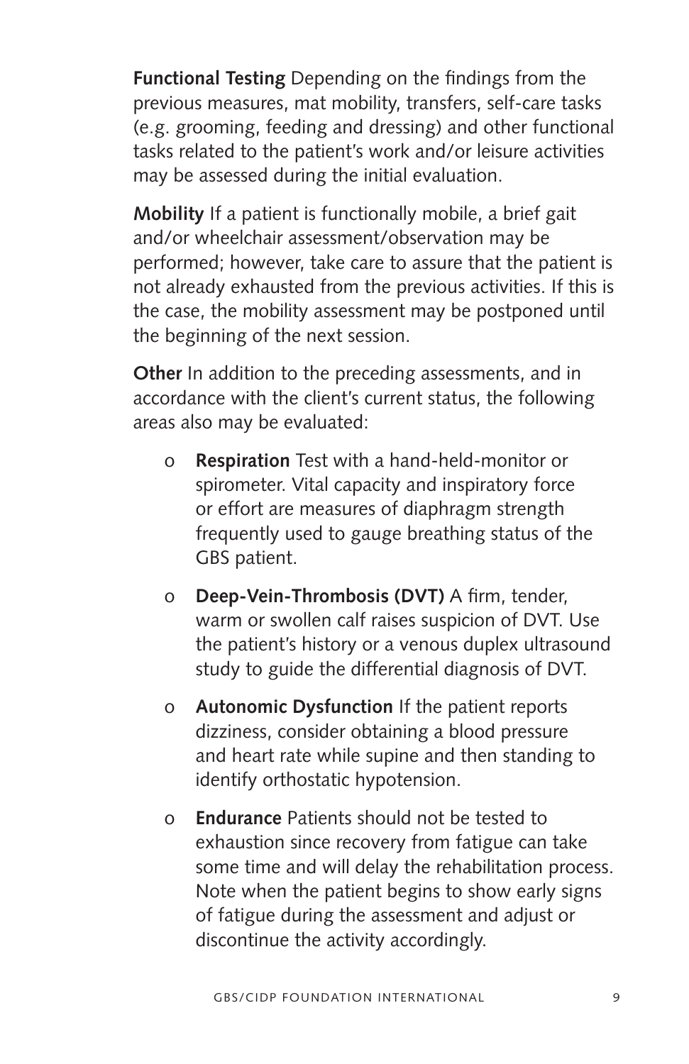**Functional Testing** Depending on the findings from the previous measures, mat mobility, transfers, self-care tasks (e.g. grooming, feeding and dressing) and other functional tasks related to the patient's work and/or leisure activities may be assessed during the initial evaluation.

**Mobility** If a patient is functionally mobile, a brief gait and/or wheelchair assessment/observation may be performed; however, take care to assure that the patient is not already exhausted from the previous activities. If this is the case, the mobility assessment may be postponed until the beginning of the next session.

**Other** In addition to the preceding assessments, and in accordance with the client's current status, the following areas also may be evaluated:

- **Respiration** Test with a hand-held-monitor or spirometer. Vital capacity and inspiratory force or effort are measures of diaphragm strength frequently used to gauge breathing status of the GBS patient.
- **Deep-Vein-Thrombosis (DVT)** A firm, tender, warm or swollen calf raises suspicion of DVT. Use the patient's history or a venous duplex ultrasound study to guide the differential diagnosis of DVT.
- **Autonomic Dysfunction** If the patient reports dizziness, consider obtaining a blood pressure and heart rate while supine and then standing to identify orthostatic hypotension.
- **Endurance** Patients should not be tested to exhaustion since recovery from fatigue can take some time and will delay the rehabilitation process. Note when the patient begins to show early signs of fatigue during the assessment and adjust or discontinue the activity accordingly.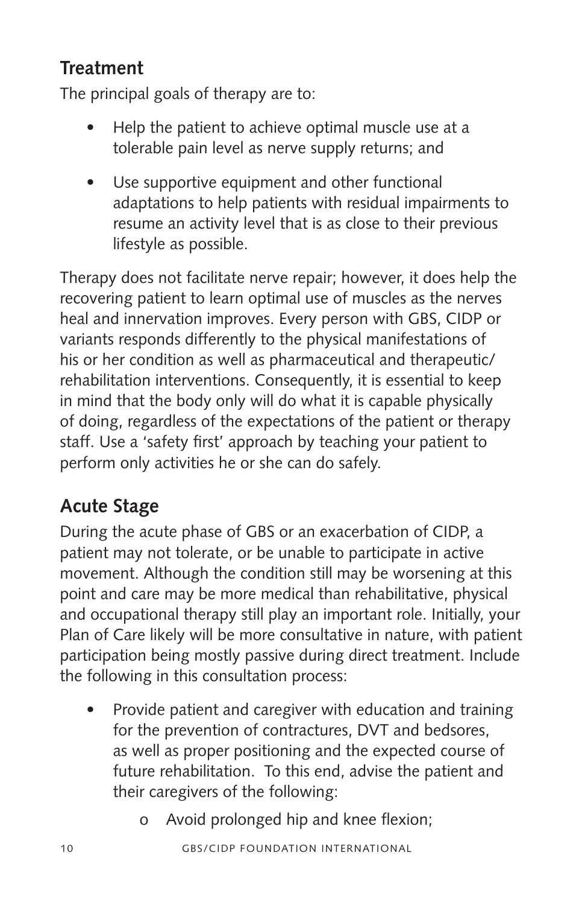## Treatment

The principal goals of therapy are to:

- Help the patient to achieve optimal muscle use at a tolerable pain level as nerve supply returns; and
- Use supportive equipment and other functional adaptations to help patients with residual impairments to resume an activity level that is as close to their previous lifestyle as possible.

Therapy does not facilitate nerve repair; however, it does help the recovering patient to learn optimal use of muscles as the nerves heal and innervation improves. Every person with GBS, CIDP or variants responds differently to the physical manifestations of his or her condition as well as pharmaceutical and therapeutic/ rehabilitation interventions. Consequently, it is essential to keep in mind that the body only will do what it is capable physically of doing, regardless of the expectations of the patient or therapy staff. Use a 'safety first' approach by teaching your patient to perform only activities he or she can do safely.

## Acute Stage

During the acute phase of GBS or an exacerbation of CIDP, a patient may not tolerate, or be unable to participate in active movement. Although the condition still may be worsening at this point and care may be more medical than rehabilitative, physical and occupational therapy still play an important role. Initially, your Plan of Care likely will be more consultative in nature, with patient participation being mostly passive during direct treatment. Include the following in this consultation process:

- Provide patient and caregiver with education and training for the prevention of contractures, DVT and bedsores, as well as proper positioning and the expected course of future rehabilitation. To this end, advise the patient and their caregivers of the following:
  - o Avoid prolonged hip and knee flexion;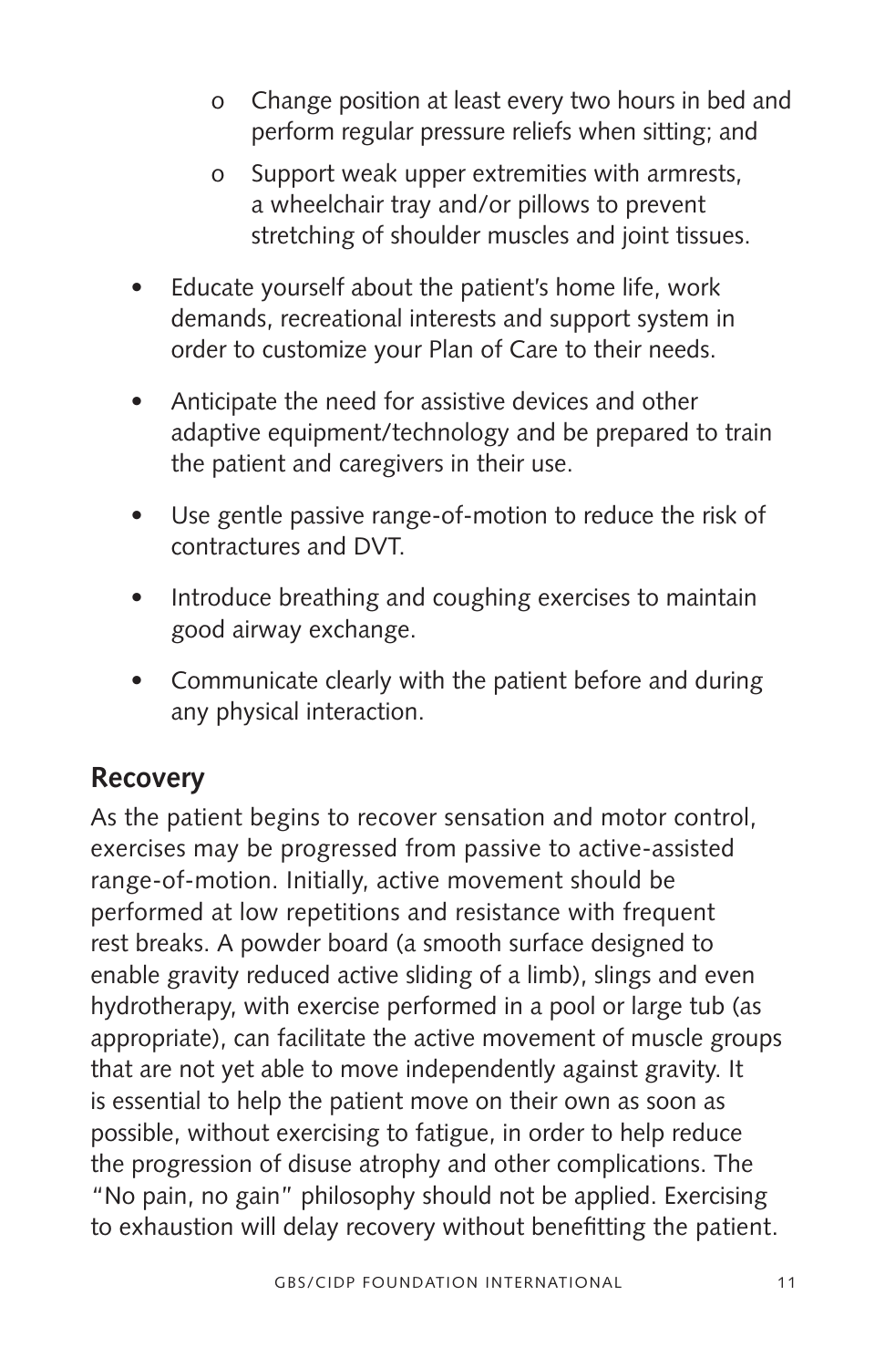- Change position at least every two hours in bed and perform regular pressure reliefs when sitting; and
  - Support weak upper extremities with armrests, a wheelchair tray and/or pillows to prevent stretching of shoulder muscles and joint tissues.

- Educate yourself about the patient's home life, work demands, recreational interests and support system in order to customize your Plan of Care to their needs.
- Anticipate the need for assistive devices and other adaptive equipment/technology and be prepared to train the patient and caregivers in their use.
- Use gentle passive range-of-motion to reduce the risk of contractures and DVT.
- Introduce breathing and coughing exercises to maintain good airway exchange.
- Communicate clearly with the patient before and during any physical interaction.

## Recovery

As the patient begins to recover sensation and motor control, exercises may be progressed from passive to active-assisted range-of-motion. Initially, active movement should be performed at low repetitions and resistance with frequent rest breaks. A powder board (a smooth surface designed to enable gravity reduced active sliding of a limb), slings and even hydrotherapy, with exercise performed in a pool or large tub (as appropriate), can facilitate the active movement of muscle groups that are not yet able to move independently against gravity. It is essential to help the patient move on their own as soon as possible, without exercising to fatigue, in order to help reduce the progression of disuse atrophy and other complications. The "No pain, no gain" philosophy should not be applied. Exercising to exhaustion will delay recovery without benefitting the patient.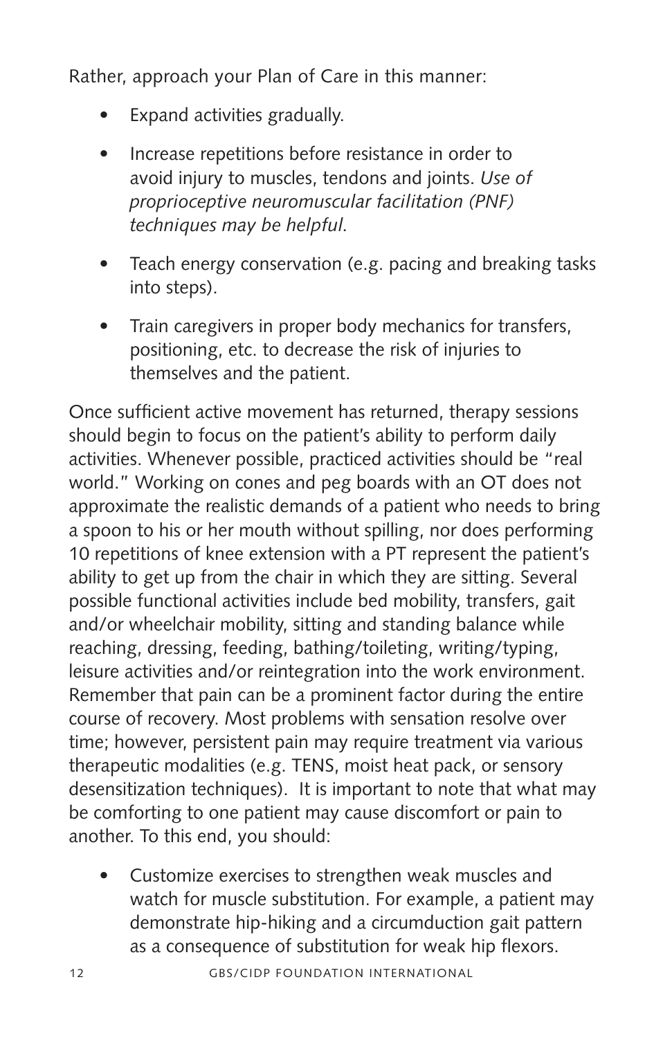Rather, approach your Plan of Care in this manner:

- Expand activities gradually.
- Increase repetitions before resistance in order to avoid injury to muscles, tendons and joints. *Use of proprioceptive neuromuscular facilitation (PNF) techniques may be helpful.*
- Teach energy conservation (e.g. pacing and breaking tasks into steps).
- Train caregivers in proper body mechanics for transfers, positioning, etc. to decrease the risk of injuries to themselves and the patient.

Once sufficient active movement has returned, therapy sessions should begin to focus on the patient's ability to perform daily activities. Whenever possible, practiced activities should be "real world." Working on cones and peg boards with an OT does not approximate the realistic demands of a patient who needs to bring a spoon to his or her mouth without spilling, nor does performing 10 repetitions of knee extension with a PT represent the patient's ability to get up from the chair in which they are sitting. Several possible functional activities include bed mobility, transfers, gait and/or wheelchair mobility, sitting and standing balance while reaching, dressing, feeding, bathing/toileting, writing/typing, leisure activities and/or reintegration into the work environment. Remember that pain can be a prominent factor during the entire course of recovery. Most problems with sensation resolve over time; however, persistent pain may require treatment via various therapeutic modalities (e.g. TENS, moist heat pack, or sensory desensitization techniques). It is important to note that what may be comforting to one patient may cause discomfort or pain to another. To this end, you should:

- Customize exercises to strengthen weak muscles and watch for muscle substitution. For example, a patient may demonstrate hip-hiking and a circumduction gait pattern as a consequence of substitution for weak hip flexors.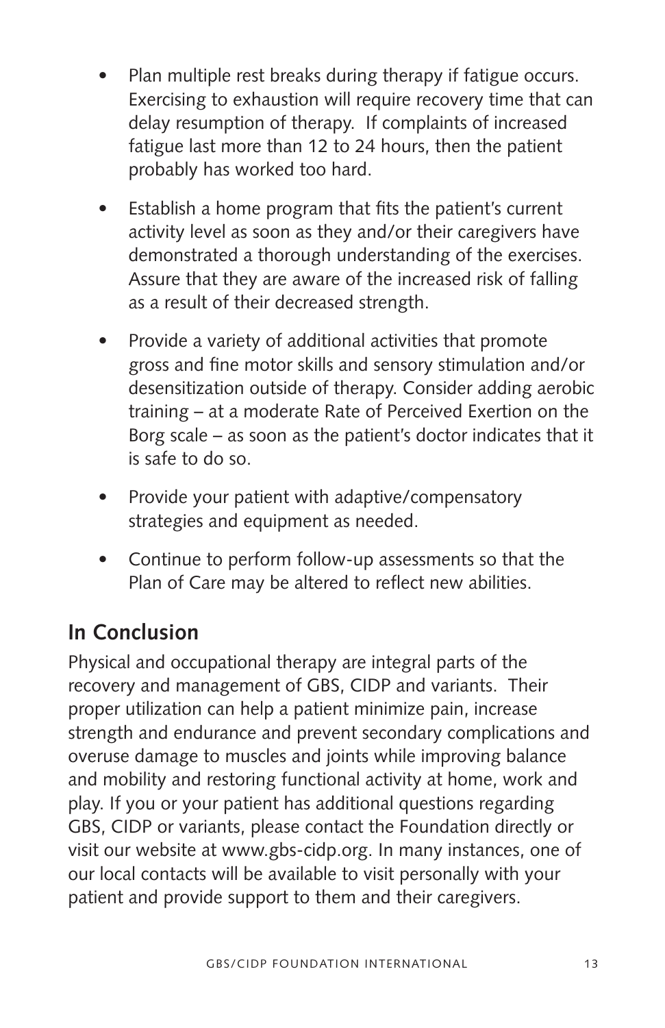- Plan multiple rest breaks during therapy if fatigue occurs. Exercising to exhaustion will require recovery time that can delay resumption of therapy. If complaints of increased fatigue last more than 12 to 24 hours, then the patient probably has worked too hard.
- Establish a home program that fits the patient's current activity level as soon as they and/or their caregivers have demonstrated a thorough understanding of the exercises. Assure that they are aware of the increased risk of falling as a result of their decreased strength.
- Provide a variety of additional activities that promote gross and fine motor skills and sensory stimulation and/or desensitization outside of therapy. Consider adding aerobic training – at a moderate Rate of Perceived Exertion on the Borg scale – as soon as the patient's doctor indicates that it is safe to do so.
- Provide your patient with adaptive/compensatory strategies and equipment as needed.
- Continue to perform follow-up assessments so that the Plan of Care may be altered to reflect new abilities.

## In Conclusion

Physical and occupational therapy are integral parts of the recovery and management of GBS, CIDP and variants. Their proper utilization can help a patient minimize pain, increase strength and endurance and prevent secondary complications and overuse damage to muscles and joints while improving balance and mobility and restoring functional activity at home, work and play. If you or your patient has additional questions regarding GBS, CIDP or variants, please contact the Foundation directly or visit our website at www.gbs-cidp.org. In many instances, one of our local contacts will be available to visit personally with your patient and provide support to them and their caregivers.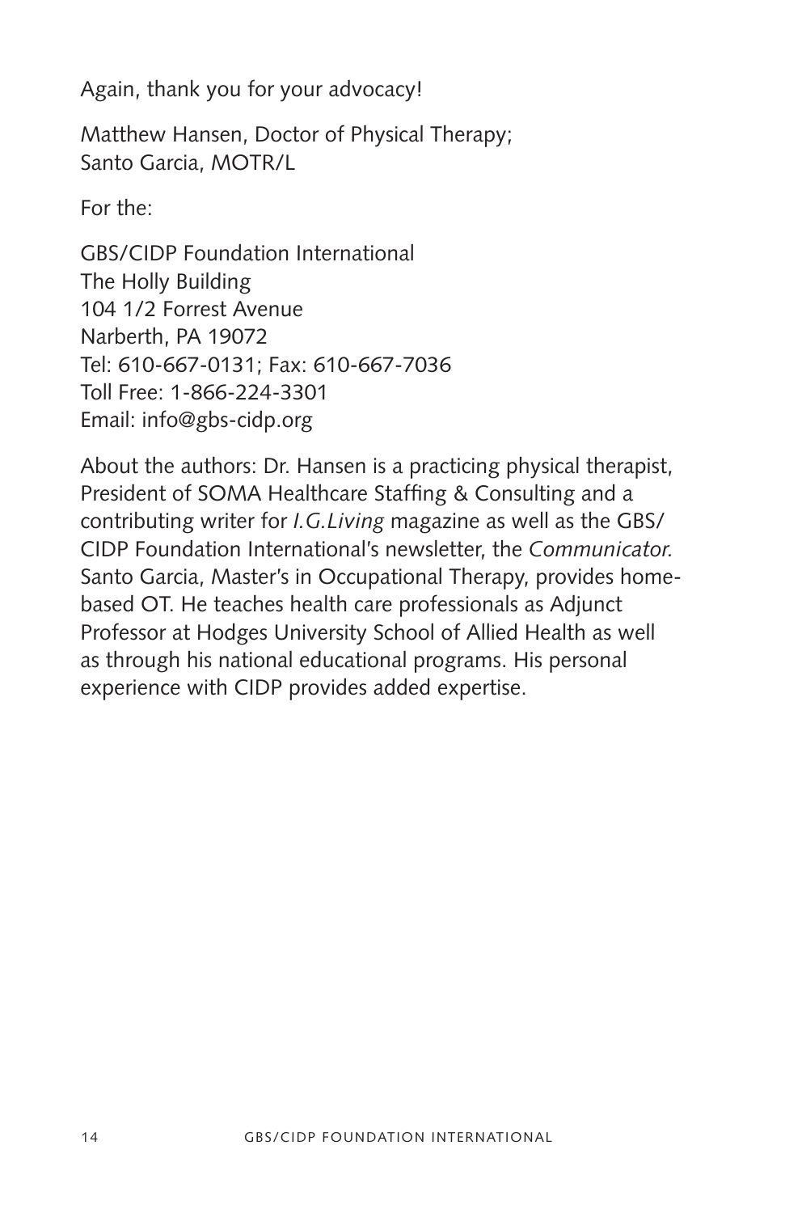Again, thank you for your advocacy!

Matthew Hansen, Doctor of Physical Therapy;
Santo Garcia, MOTR/L

For the:

GBS/CIDP Foundation International
The Holly Building
104 1/2 Forrest Avenue
Narberth, PA 19072
Tel: 610-667-0131; Fax: 610-667-7036
Toll Free: 1-866-224-3301
Email: info@gbs-cidp.org

About the authors: Dr. Hansen is a practicing physical therapist, President of SOMA Healthcare Staffing & Consulting and a contributing writer for *I.G.Living* magazine as well as the GBS/CIDP Foundation International's newsletter, the *Communicator.* Santo Garcia, Master's in Occupational Therapy, provides home-based OT. He teaches health care professionals as Adjunct Professor at Hodges University School of Allied Health as well as through his national educational programs. His personal experience with CIDP provides added expertise.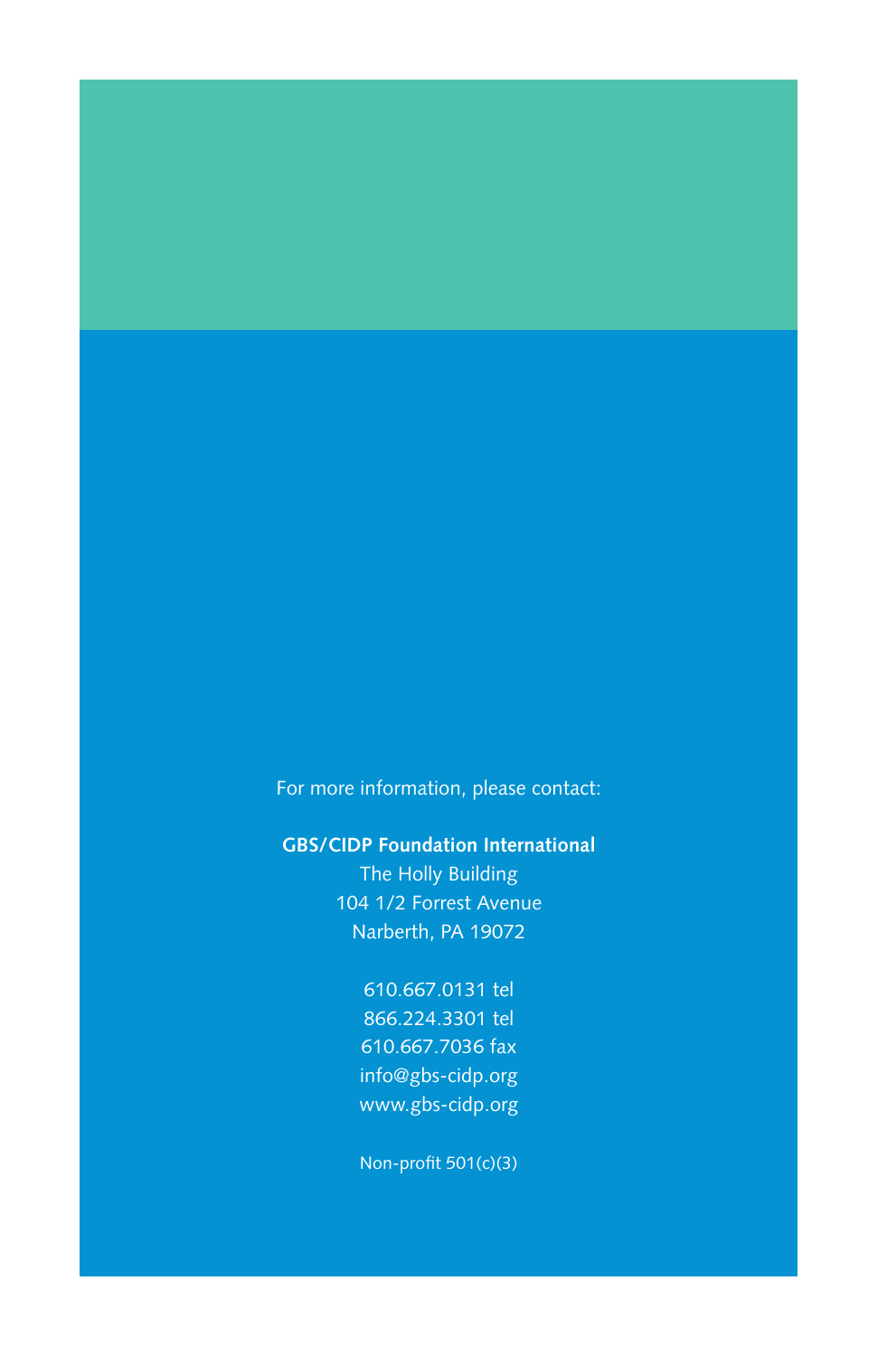For more information, please contact:

**GBS/CIDP Foundation International**
The Holly Building
104 1/2 Forrest Avenue
Narberth, PA 19072

610.667.0131 tel
866.224.3301 tel
610.667.7036 fax
info@gbs-cidp.org
www.gbs-cidp.org

Non-profit 501(c)(3)